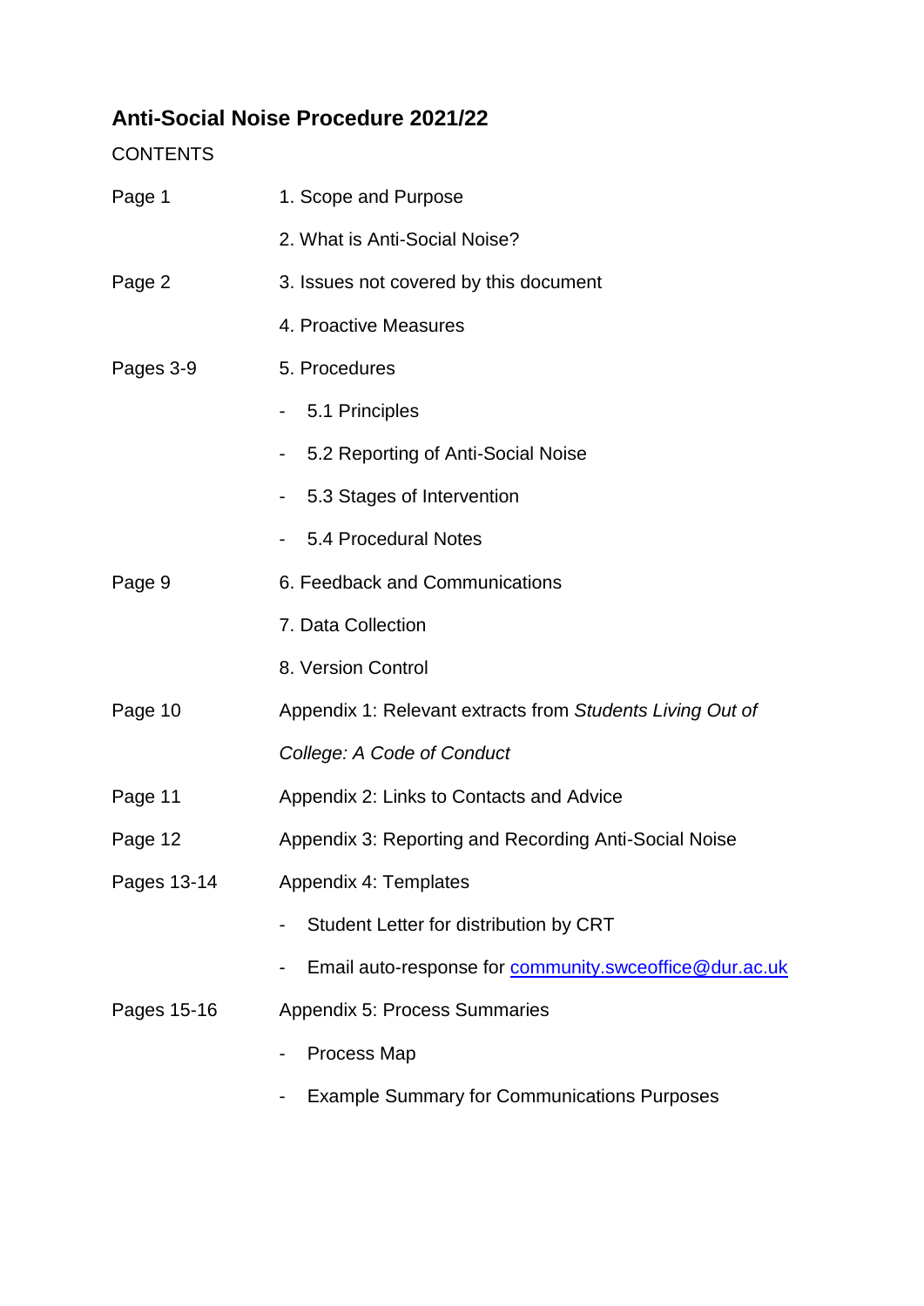# Anti-Social Noise Procedure 2021/22

CONTENTS

| | |
|---|---|
| Page 1 | 1. Scope and Purpose |
| | 2. What is Anti-Social Noise? |
| Page 2 | 3. Issues not covered by this document |
| | 4. Proactive Measures |
| Pages 3-9 | 5. Procedures |
| | - 5.1 Principles |
| | - 5.2 Reporting of Anti-Social Noise |
| | - 5.3 Stages of Intervention |
| | - 5.4 Procedural Notes |
| Page 9 | 6. Feedback and Communications |
| | 7. Data Collection |
| | 8. Version Control |
| Page 10 | Appendix 1: Relevant extracts from *Students Living Out of College: A Code of Conduct* |
| Page 11 | Appendix 2: Links to Contacts and Advice |
| Page 12 | Appendix 3: Reporting and Recording Anti-Social Noise |
| Pages 13-14 | Appendix 4: Templates |
| | - Student Letter for distribution by CRT |
| | - Email auto-response for community.swceoffice@dur.ac.uk |
| Pages 15-16 | Appendix 5: Process Summaries |
| | - Process Map |
| | - Example Summary for Communications Purposes |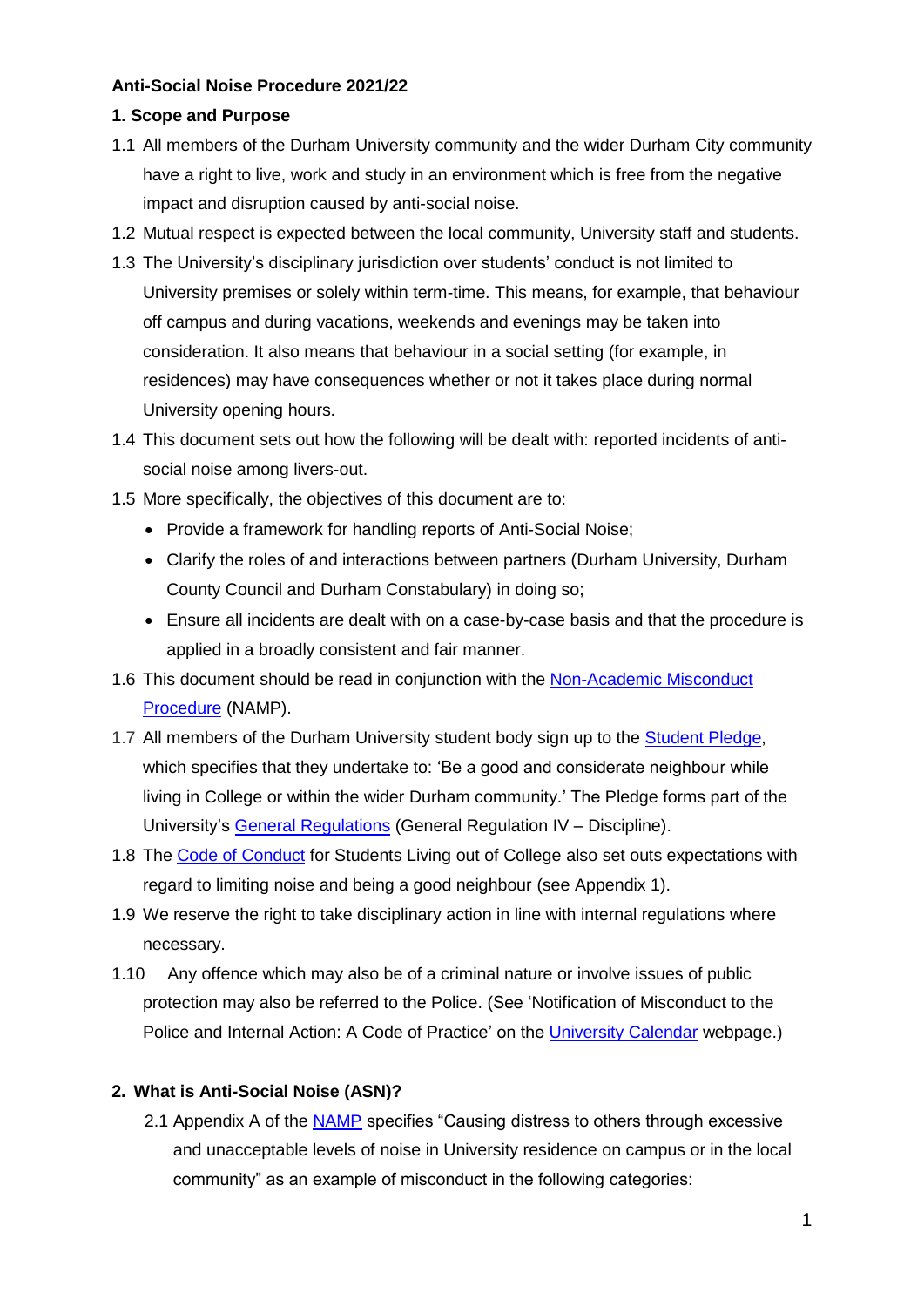**Anti-Social Noise Procedure 2021/22**

**1. Scope and Purpose**

1.1 All members of the Durham University community and the wider Durham City community have a right to live, work and study in an environment which is free from the negative impact and disruption caused by anti-social noise.

1.2 Mutual respect is expected between the local community, University staff and students.

1.3 The University's disciplinary jurisdiction over students' conduct is not limited to University premises or solely within term-time. This means, for example, that behaviour off campus and during vacations, weekends and evenings may be taken into consideration. It also means that behaviour in a social setting (for example, in residences) may have consequences whether or not it takes place during normal University opening hours.

1.4 This document sets out how the following will be dealt with: reported incidents of anti-social noise among livers-out.

1.5 More specifically, the objectives of this document are to:

- Provide a framework for handling reports of Anti-Social Noise;
- Clarify the roles of and interactions between partners (Durham University, Durham County Council and Durham Constabulary) in doing so;
- Ensure all incidents are dealt with on a case-by-case basis and that the procedure is applied in a broadly consistent and fair manner.

1.6 This document should be read in conjunction with the Non-Academic Misconduct Procedure (NAMP).

1.7 All members of the Durham University student body sign up to the Student Pledge, which specifies that they undertake to: 'Be a good and considerate neighbour while living in College or within the wider Durham community.' The Pledge forms part of the University's General Regulations (General Regulation IV – Discipline).

1.8 The Code of Conduct for Students Living out of College also set outs expectations with regard to limiting noise and being a good neighbour (see Appendix 1).

1.9 We reserve the right to take disciplinary action in line with internal regulations where necessary.

1.10 Any offence which may also be of a criminal nature or involve issues of public protection may also be referred to the Police. (See 'Notification of Misconduct to the Police and Internal Action: A Code of Practice' on the University Calendar webpage.)

**2. What is Anti-Social Noise (ASN)?**

2.1 Appendix A of the NAMP specifies "Causing distress to others through excessive and unacceptable levels of noise in University residence on campus or in the local community" as an example of misconduct in the following categories: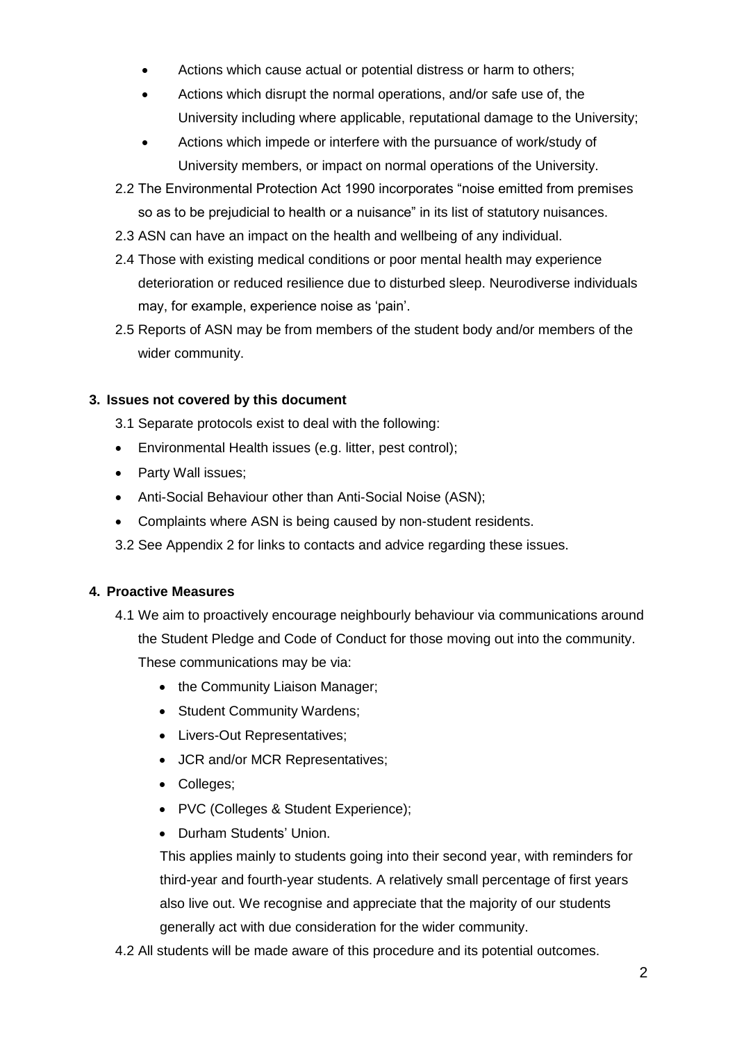- Actions which cause actual or potential distress or harm to others;
- Actions which disrupt the normal operations, and/or safe use of, the University including where applicable, reputational damage to the University;
- Actions which impede or interfere with the pursuance of work/study of University members, or impact on normal operations of the University.

2.2 The Environmental Protection Act 1990 incorporates "noise emitted from premises so as to be prejudicial to health or a nuisance" in its list of statutory nuisances.

2.3 ASN can have an impact on the health and wellbeing of any individual.

2.4 Those with existing medical conditions or poor mental health may experience deterioration or reduced resilience due to disturbed sleep. Neurodiverse individuals may, for example, experience noise as 'pain'.

2.5 Reports of ASN may be from members of the student body and/or members of the wider community.

## 3. Issues not covered by this document

3.1 Separate protocols exist to deal with the following:

- Environmental Health issues (e.g. litter, pest control);
- Party Wall issues;
- Anti-Social Behaviour other than Anti-Social Noise (ASN);
- Complaints where ASN is being caused by non-student residents.

3.2 See Appendix 2 for links to contacts and advice regarding these issues.

## 4. Proactive Measures

4.1 We aim to proactively encourage neighbourly behaviour via communications around the Student Pledge and Code of Conduct for those moving out into the community. These communications may be via:

- the Community Liaison Manager;
- Student Community Wardens;
- Livers-Out Representatives;
- JCR and/or MCR Representatives;
- Colleges;
- PVC (Colleges & Student Experience);
- Durham Students' Union.

This applies mainly to students going into their second year, with reminders for third-year and fourth-year students. A relatively small percentage of first years also live out. We recognise and appreciate that the majority of our students generally act with due consideration for the wider community.

4.2 All students will be made aware of this procedure and its potential outcomes.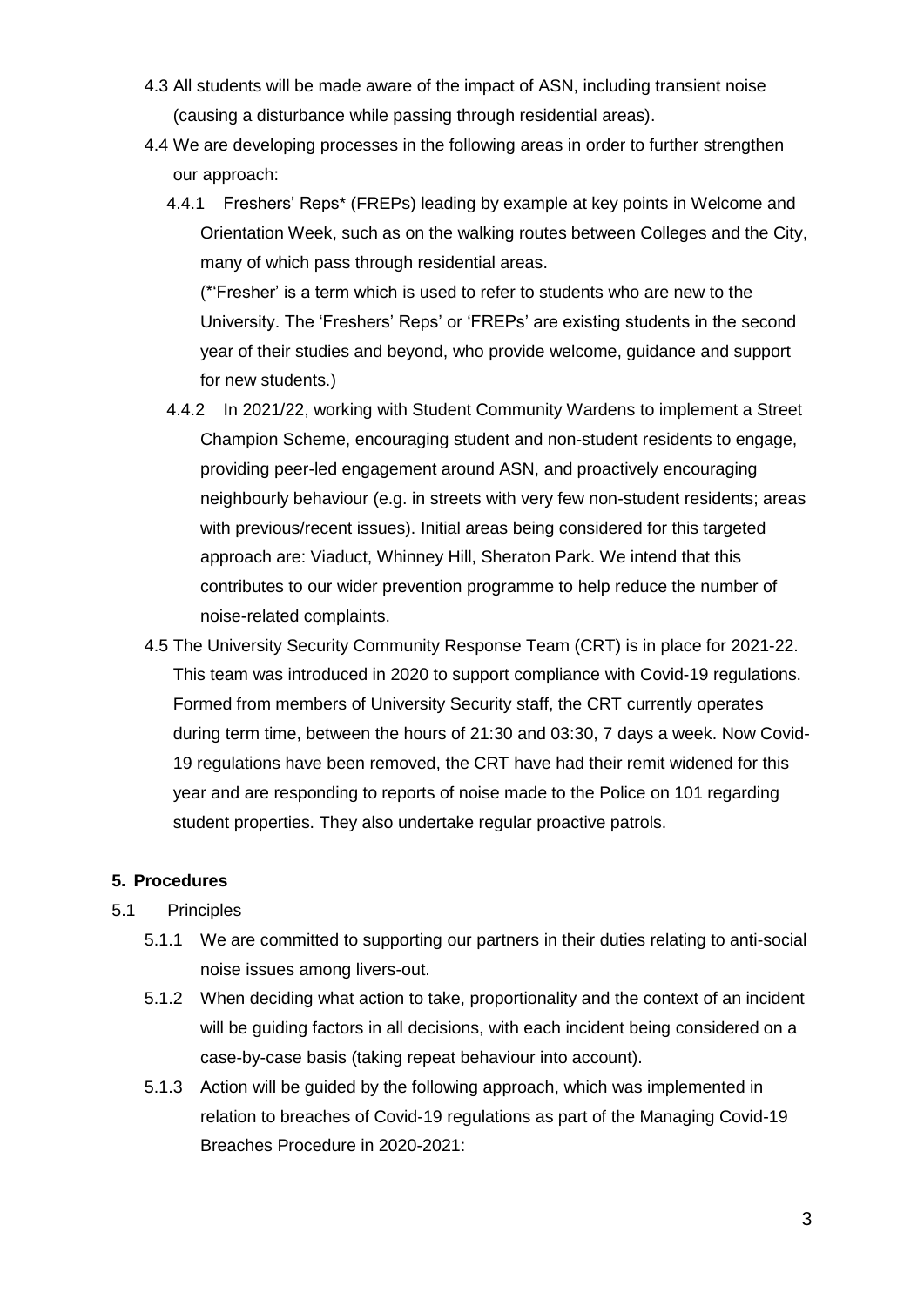4.3 All students will be made aware of the impact of ASN, including transient noise (causing a disturbance while passing through residential areas).

4.4 We are developing processes in the following areas in order to further strengthen our approach:

4.4.1 Freshers' Reps* (FREPs) leading by example at key points in Welcome and Orientation Week, such as on the walking routes between Colleges and the City, many of which pass through residential areas.

(*'Fresher' is a term which is used to refer to students who are new to the University. The 'Freshers' Reps' or 'FREPs' are existing students in the second year of their studies and beyond, who provide welcome, guidance and support for new students.)

4.4.2 In 2021/22, working with Student Community Wardens to implement a Street Champion Scheme, encouraging student and non-student residents to engage, providing peer-led engagement around ASN, and proactively encouraging neighbourly behaviour (e.g. in streets with very few non-student residents; areas with previous/recent issues). Initial areas being considered for this targeted approach are: Viaduct, Whinney Hill, Sheraton Park. We intend that this contributes to our wider prevention programme to help reduce the number of noise-related complaints.

4.5 The University Security Community Response Team (CRT) is in place for 2021-22. This team was introduced in 2020 to support compliance with Covid-19 regulations. Formed from members of University Security staff, the CRT currently operates during term time, between the hours of 21:30 and 03:30, 7 days a week. Now Covid-19 regulations have been removed, the CRT have had their remit widened for this year and are responding to reports of noise made to the Police on 101 regarding student properties. They also undertake regular proactive patrols.

## 5. Procedures

5.1 Principles

5.1.1 We are committed to supporting our partners in their duties relating to anti-social noise issues among livers-out.

5.1.2 When deciding what action to take, proportionality and the context of an incident will be guiding factors in all decisions, with each incident being considered on a case-by-case basis (taking repeat behaviour into account).

5.1.3 Action will be guided by the following approach, which was implemented in relation to breaches of Covid-19 regulations as part of the Managing Covid-19 Breaches Procedure in 2020-2021: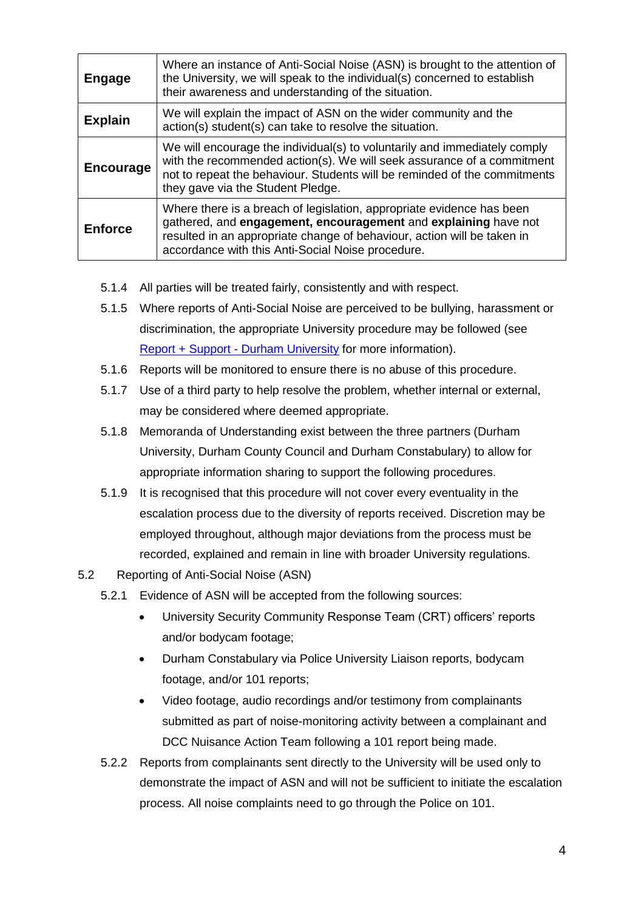| | |
|---|---|
| **Engage** | Where an instance of Anti-Social Noise (ASN) is brought to the attention of the University, we will speak to the individual(s) concerned to establish their awareness and understanding of the situation. |
| **Explain** | We will explain the impact of ASN on the wider community and the action(s) student(s) can take to resolve the situation. |
| **Encourage** | We will encourage the individual(s) to voluntarily and immediately comply with the recommended action(s). We will seek assurance of a commitment not to repeat the behaviour. Students will be reminded of the commitments they gave via the Student Pledge. |
| **Enforce** | Where there is a breach of legislation, appropriate evidence has been gathered, and **engagement, encouragement** and **explaining** have not resulted in an appropriate change of behaviour, action will be taken in accordance with this Anti-Social Noise procedure. |

5.1.4 All parties will be treated fairly, consistently and with respect.

5.1.5 Where reports of Anti-Social Noise are perceived to be bullying, harassment or discrimination, the appropriate University procedure may be followed (see [Report + Support - Durham University] for more information).

5.1.6 Reports will be monitored to ensure there is no abuse of this procedure.

5.1.7 Use of a third party to help resolve the problem, whether internal or external, may be considered where deemed appropriate.

5.1.8 Memoranda of Understanding exist between the three partners (Durham University, Durham County Council and Durham Constabulary) to allow for appropriate information sharing to support the following procedures.

5.1.9 It is recognised that this procedure will not cover every eventuality in the escalation process due to the diversity of reports received. Discretion may be employed throughout, although major deviations from the process must be recorded, explained and remain in line with broader University regulations.

5.2 Reporting of Anti-Social Noise (ASN)

5.2.1 Evidence of ASN will be accepted from the following sources:

- University Security Community Response Team (CRT) officers' reports and/or bodycam footage;
- Durham Constabulary via Police University Liaison reports, bodycam footage, and/or 101 reports;
- Video footage, audio recordings and/or testimony from complainants submitted as part of noise-monitoring activity between a complainant and DCC Nuisance Action Team following a 101 report being made.

5.2.2 Reports from complainants sent directly to the University will be used only to demonstrate the impact of ASN and will not be sufficient to initiate the escalation process. All noise complaints need to go through the Police on 101.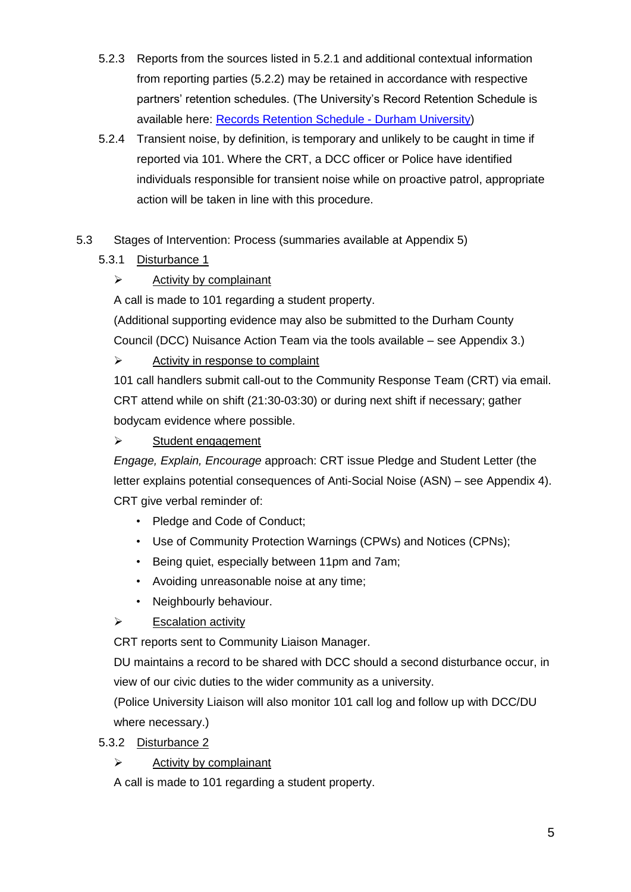5.2.3 Reports from the sources listed in 5.2.1 and additional contextual information from reporting parties (5.2.2) may be retained in accordance with respective partners' retention schedules. (The University's Record Retention Schedule is available here: [Records Retention Schedule - Durham University](Records Retention Schedule - Durham University))

5.2.4 Transient noise, by definition, is temporary and unlikely to be caught in time if reported via 101. Where the CRT, a DCC officer or Police have identified individuals responsible for transient noise while on proactive patrol, appropriate action will be taken in line with this procedure.

5.3 Stages of Intervention: Process (summaries available at Appendix 5)

5.3.1 Disturbance 1

- Activity by complainant

A call is made to 101 regarding a student property.

(Additional supporting evidence may also be submitted to the Durham County Council (DCC) Nuisance Action Team via the tools available – see Appendix 3.)

- Activity in response to complaint

101 call handlers submit call-out to the Community Response Team (CRT) via email. CRT attend while on shift (21:30-03:30) or during next shift if necessary; gather bodycam evidence where possible.

- Student engagement

*Engage, Explain, Encourage* approach: CRT issue Pledge and Student Letter (the letter explains potential consequences of Anti-Social Noise (ASN) – see Appendix 4). CRT give verbal reminder of:

- Pledge and Code of Conduct;
- Use of Community Protection Warnings (CPWs) and Notices (CPNs);
- Being quiet, especially between 11pm and 7am;
- Avoiding unreasonable noise at any time;
- Neighbourly behaviour.

- Escalation activity

CRT reports sent to Community Liaison Manager.

DU maintains a record to be shared with DCC should a second disturbance occur, in view of our civic duties to the wider community as a university.

(Police University Liaison will also monitor 101 call log and follow up with DCC/DU where necessary.)

5.3.2 Disturbance 2

- Activity by complainant

A call is made to 101 regarding a student property.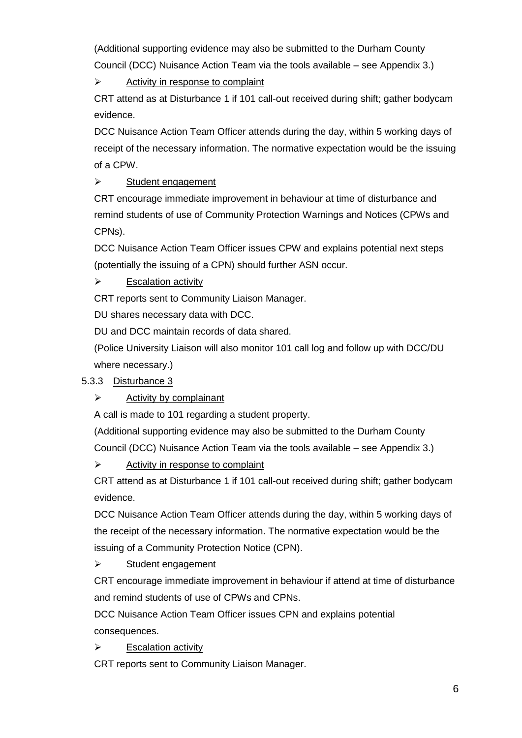(Additional supporting evidence may also be submitted to the Durham County Council (DCC) Nuisance Action Team via the tools available – see Appendix 3.)

- Activity in response to complaint

CRT attend as at Disturbance 1 if 101 call-out received during shift; gather bodycam evidence.

DCC Nuisance Action Team Officer attends during the day, within 5 working days of receipt of the necessary information. The normative expectation would be the issuing of a CPW.

- Student engagement

CRT encourage immediate improvement in behaviour at time of disturbance and remind students of use of Community Protection Warnings and Notices (CPWs and CPNs).

DCC Nuisance Action Team Officer issues CPW and explains potential next steps (potentially the issuing of a CPN) should further ASN occur.

- Escalation activity

CRT reports sent to Community Liaison Manager.

DU shares necessary data with DCC.

DU and DCC maintain records of data shared.

(Police University Liaison will also monitor 101 call log and follow up with DCC/DU where necessary.)

#### 5.3.3 Disturbance 3

- Activity by complainant

A call is made to 101 regarding a student property.

(Additional supporting evidence may also be submitted to the Durham County Council (DCC) Nuisance Action Team via the tools available – see Appendix 3.)

- Activity in response to complaint

CRT attend as at Disturbance 1 if 101 call-out received during shift; gather bodycam evidence.

DCC Nuisance Action Team Officer attends during the day, within 5 working days of the receipt of the necessary information. The normative expectation would be the issuing of a Community Protection Notice (CPN).

- Student engagement

CRT encourage immediate improvement in behaviour if attend at time of disturbance and remind students of use of CPWs and CPNs.

DCC Nuisance Action Team Officer issues CPN and explains potential consequences.

- Escalation activity

CRT reports sent to Community Liaison Manager.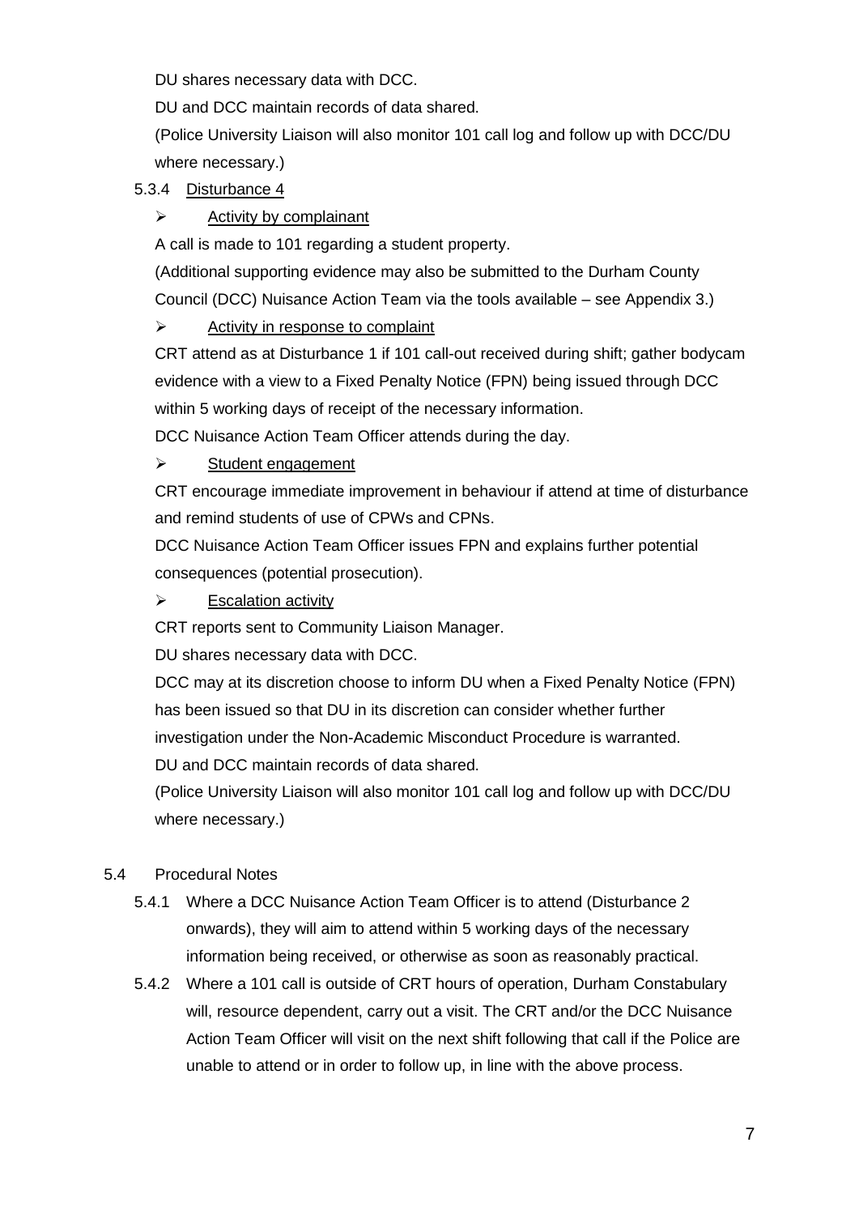DU shares necessary data with DCC.

DU and DCC maintain records of data shared.

(Police University Liaison will also monitor 101 call log and follow up with DCC/DU where necessary.)

5.3.4 Disturbance 4

- Activity by complainant

A call is made to 101 regarding a student property.

(Additional supporting evidence may also be submitted to the Durham County Council (DCC) Nuisance Action Team via the tools available – see Appendix 3.)

- Activity in response to complaint

CRT attend as at Disturbance 1 if 101 call-out received during shift; gather bodycam evidence with a view to a Fixed Penalty Notice (FPN) being issued through DCC within 5 working days of receipt of the necessary information.

DCC Nuisance Action Team Officer attends during the day.

- Student engagement

CRT encourage immediate improvement in behaviour if attend at time of disturbance and remind students of use of CPWs and CPNs.

DCC Nuisance Action Team Officer issues FPN and explains further potential consequences (potential prosecution).

- Escalation activity

CRT reports sent to Community Liaison Manager.

DU shares necessary data with DCC.

DCC may at its discretion choose to inform DU when a Fixed Penalty Notice (FPN) has been issued so that DU in its discretion can consider whether further investigation under the Non-Academic Misconduct Procedure is warranted.

DU and DCC maintain records of data shared.

(Police University Liaison will also monitor 101 call log and follow up with DCC/DU where necessary.)

5.4 Procedural Notes

5.4.1 Where a DCC Nuisance Action Team Officer is to attend (Disturbance 2 onwards), they will aim to attend within 5 working days of the necessary information being received, or otherwise as soon as reasonably practical.

5.4.2 Where a 101 call is outside of CRT hours of operation, Durham Constabulary will, resource dependent, carry out a visit. The CRT and/or the DCC Nuisance Action Team Officer will visit on the next shift following that call if the Police are unable to attend or in order to follow up, in line with the above process.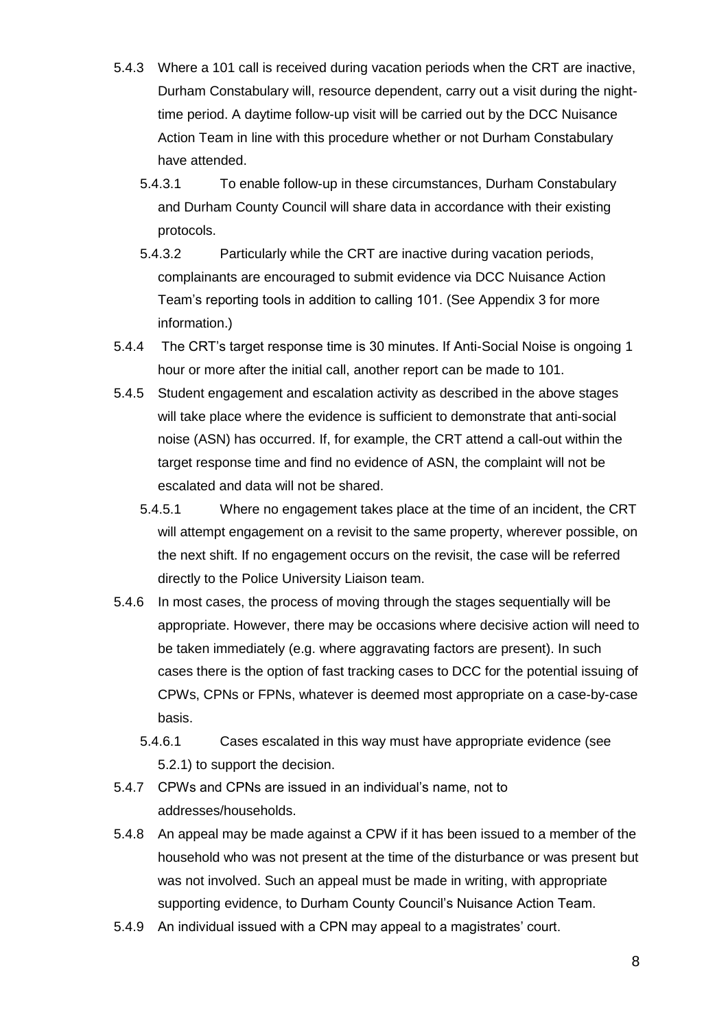5.4.3 Where a 101 call is received during vacation periods when the CRT are inactive, Durham Constabulary will, resource dependent, carry out a visit during the night-time period. A daytime follow-up visit will be carried out by the DCC Nuisance Action Team in line with this procedure whether or not Durham Constabulary have attended.

5.4.3.1 To enable follow-up in these circumstances, Durham Constabulary and Durham County Council will share data in accordance with their existing protocols.

5.4.3.2 Particularly while the CRT are inactive during vacation periods, complainants are encouraged to submit evidence via DCC Nuisance Action Team's reporting tools in addition to calling 101. (See Appendix 3 for more information.)

5.4.4 The CRT's target response time is 30 minutes. If Anti-Social Noise is ongoing 1 hour or more after the initial call, another report can be made to 101.

5.4.5 Student engagement and escalation activity as described in the above stages will take place where the evidence is sufficient to demonstrate that anti-social noise (ASN) has occurred. If, for example, the CRT attend a call-out within the target response time and find no evidence of ASN, the complaint will not be escalated and data will not be shared.

5.4.5.1 Where no engagement takes place at the time of an incident, the CRT will attempt engagement on a revisit to the same property, wherever possible, on the next shift. If no engagement occurs on the revisit, the case will be referred directly to the Police University Liaison team.

5.4.6 In most cases, the process of moving through the stages sequentially will be appropriate. However, there may be occasions where decisive action will need to be taken immediately (e.g. where aggravating factors are present). In such cases there is the option of fast tracking cases to DCC for the potential issuing of CPWs, CPNs or FPNs, whatever is deemed most appropriate on a case-by-case basis.

5.4.6.1 Cases escalated in this way must have appropriate evidence (see 5.2.1) to support the decision.

5.4.7 CPWs and CPNs are issued in an individual's name, not to addresses/households.

5.4.8 An appeal may be made against a CPW if it has been issued to a member of the household who was not present at the time of the disturbance or was present but was not involved. Such an appeal must be made in writing, with appropriate supporting evidence, to Durham County Council's Nuisance Action Team.

5.4.9 An individual issued with a CPN may appeal to a magistrates' court.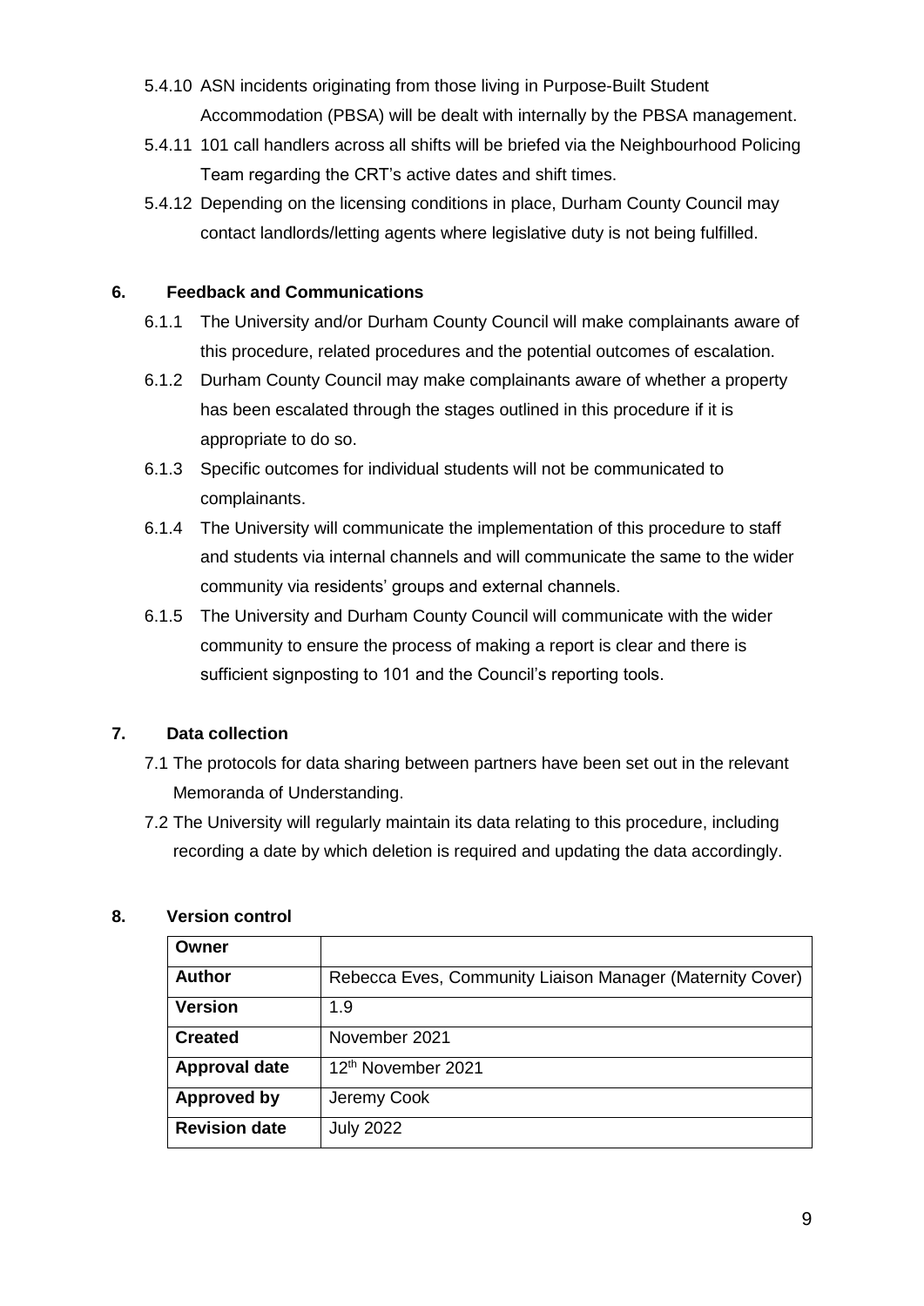5.4.10 ASN incidents originating from those living in Purpose-Built Student Accommodation (PBSA) will be dealt with internally by the PBSA management.

5.4.11 101 call handlers across all shifts will be briefed via the Neighbourhood Policing Team regarding the CRT's active dates and shift times.

5.4.12 Depending on the licensing conditions in place, Durham County Council may contact landlords/letting agents where legislative duty is not being fulfilled.

## 6. Feedback and Communications

6.1.1 The University and/or Durham County Council will make complainants aware of this procedure, related procedures and the potential outcomes of escalation.

6.1.2 Durham County Council may make complainants aware of whether a property has been escalated through the stages outlined in this procedure if it is appropriate to do so.

6.1.3 Specific outcomes for individual students will not be communicated to complainants.

6.1.4 The University will communicate the implementation of this procedure to staff and students via internal channels and will communicate the same to the wider community via residents' groups and external channels.

6.1.5 The University and Durham County Council will communicate with the wider community to ensure the process of making a report is clear and there is sufficient signposting to 101 and the Council's reporting tools.

## 7. Data collection

7.1 The protocols for data sharing between partners have been set out in the relevant Memoranda of Understanding.

7.2 The University will regularly maintain its data relating to this procedure, including recording a date by which deletion is required and updating the data accordingly.

## 8. Version control

| **Owner** | |
|---|---|
| **Author** | Rebecca Eves, Community Liaison Manager (Maternity Cover) |
| **Version** | 1.9 |
| **Created** | November 2021 |
| **Approval date** | 12th November 2021 |
| **Approved by** | Jeremy Cook |
| **Revision date** | July 2022 |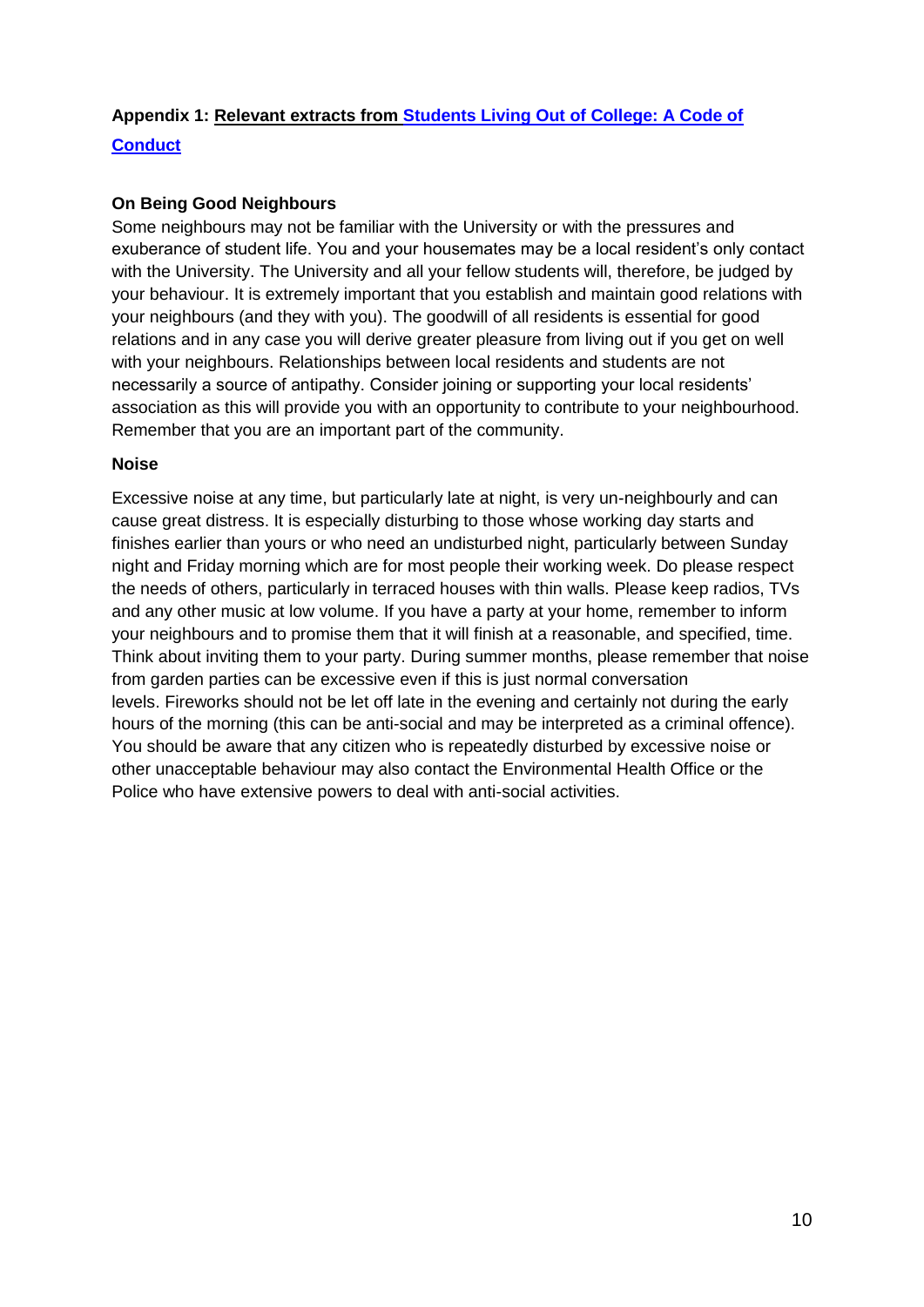## Appendix 1: Relevant extracts from Students Living Out of College: A Code of Conduct

### On Being Good Neighbours

Some neighbours may not be familiar with the University or with the pressures and exuberance of student life. You and your housemates may be a local resident's only contact with the University. The University and all your fellow students will, therefore, be judged by your behaviour. It is extremely important that you establish and maintain good relations with your neighbours (and they with you). The goodwill of all residents is essential for good relations and in any case you will derive greater pleasure from living out if you get on well with your neighbours. Relationships between local residents and students are not necessarily a source of antipathy. Consider joining or supporting your local residents' association as this will provide you with an opportunity to contribute to your neighbourhood. Remember that you are an important part of the community.

### Noise

Excessive noise at any time, but particularly late at night, is very un-neighbourly and can cause great distress. It is especially disturbing to those whose working day starts and finishes earlier than yours or who need an undisturbed night, particularly between Sunday night and Friday morning which are for most people their working week. Do please respect the needs of others, particularly in terraced houses with thin walls. Please keep radios, TVs and any other music at low volume. If you have a party at your home, remember to inform your neighbours and to promise them that it will finish at a reasonable, and specified, time. Think about inviting them to your party. During summer months, please remember that noise from garden parties can be excessive even if this is just normal conversation levels. Fireworks should not be let off late in the evening and certainly not during the early hours of the morning (this can be anti-social and may be interpreted as a criminal offence). You should be aware that any citizen who is repeatedly disturbed by excessive noise or other unacceptable behaviour may also contact the Environmental Health Office or the Police who have extensive powers to deal with anti-social activities.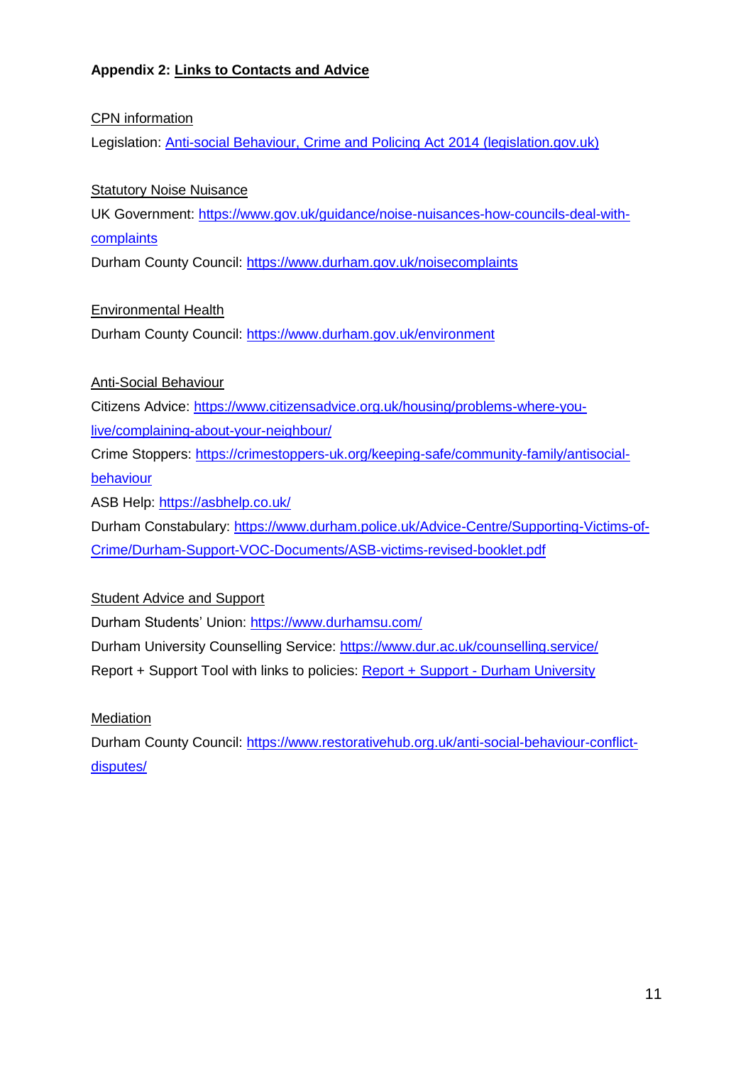## Appendix 2: Links to Contacts and Advice

CPN information

Legislation: [Anti-social Behaviour, Crime and Policing Act 2014 (legislation.gov.uk)]

Statutory Noise Nuisance

UK Government: https://www.gov.uk/guidance/noise-nuisances-how-councils-deal-with-complaints

Durham County Council: https://www.durham.gov.uk/noisecomplaints

Environmental Health

Durham County Council: https://www.durham.gov.uk/environment

Anti-Social Behaviour

Citizens Advice: https://www.citizensadvice.org.uk/housing/problems-where-you-live/complaining-about-your-neighbour/

Crime Stoppers: https://crimestoppers-uk.org/keeping-safe/community-family/antisocial-behaviour

ASB Help: https://asbhelp.co.uk/

Durham Constabulary: https://www.durham.police.uk/Advice-Centre/Supporting-Victims-of-Crime/Durham-Support-VOC-Documents/ASB-victims-revised-booklet.pdf

Student Advice and Support

Durham Students' Union: https://www.durhamsu.com/

Durham University Counselling Service: https://www.dur.ac.uk/counselling.service/

Report + Support Tool with links to policies: [Report + Support - Durham University]

Mediation

Durham County Council: https://www.restorativehub.org.uk/anti-social-behaviour-conflict-disputes/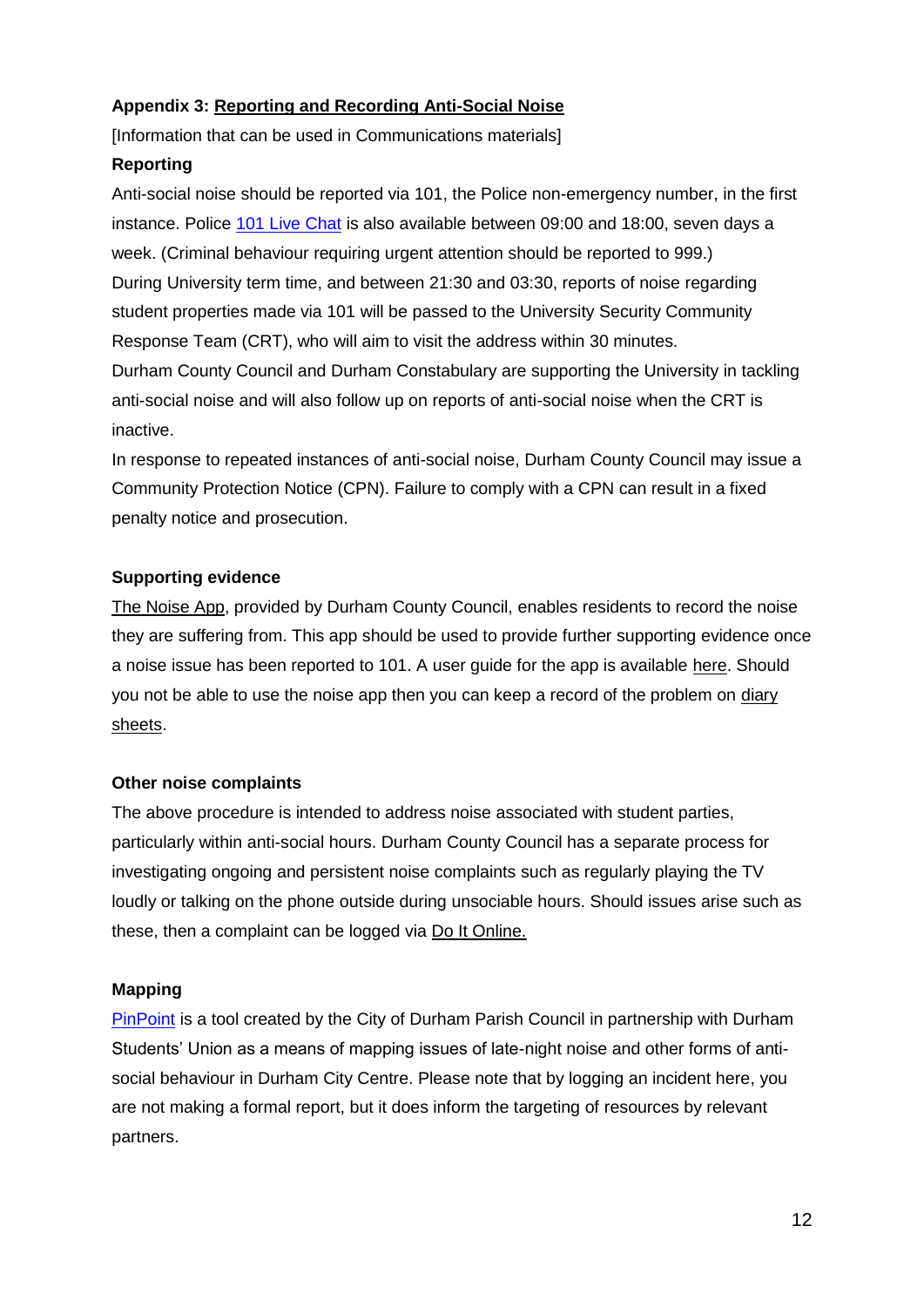**Appendix 3: Reporting and Recording Anti-Social Noise**

[Information that can be used in Communications materials]

**Reporting**

Anti-social noise should be reported via 101, the Police non-emergency number, in the first instance. Police 101 Live Chat is also available between 09:00 and 18:00, seven days a week. (Criminal behaviour requiring urgent attention should be reported to 999.)

During University term time, and between 21:30 and 03:30, reports of noise regarding student properties made via 101 will be passed to the University Security Community Response Team (CRT), who will aim to visit the address within 30 minutes.

Durham County Council and Durham Constabulary are supporting the University in tackling anti-social noise and will also follow up on reports of anti-social noise when the CRT is inactive.

In response to repeated instances of anti-social noise, Durham County Council may issue a Community Protection Notice (CPN). Failure to comply with a CPN can result in a fixed penalty notice and prosecution.

**Supporting evidence**

The Noise App, provided by Durham County Council, enables residents to record the noise they are suffering from. This app should be used to provide further supporting evidence once a noise issue has been reported to 101. A user guide for the app is available here. Should you not be able to use the noise app then you can keep a record of the problem on diary sheets.

**Other noise complaints**

The above procedure is intended to address noise associated with student parties, particularly within anti-social hours. Durham County Council has a separate process for investigating ongoing and persistent noise complaints such as regularly playing the TV loudly or talking on the phone outside during unsociable hours. Should issues arise such as these, then a complaint can be logged via Do It Online.

**Mapping**

PinPoint is a tool created by the City of Durham Parish Council in partnership with Durham Students' Union as a means of mapping issues of late-night noise and other forms of anti-social behaviour in Durham City Centre. Please note that by logging an incident here, you are not making a formal report, but it does inform the targeting of resources by relevant partners.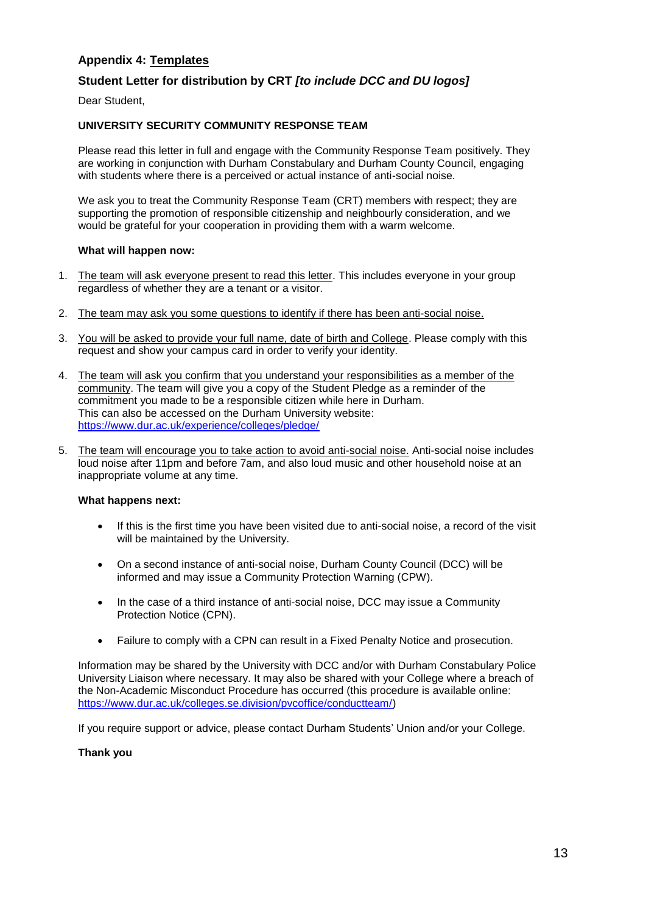## Appendix 4: Templates

### Student Letter for distribution by CRT *[to include DCC and DU logos]*

Dear Student,

**UNIVERSITY SECURITY COMMUNITY RESPONSE TEAM**

Please read this letter in full and engage with the Community Response Team positively. They are working in conjunction with Durham Constabulary and Durham County Council, engaging with students where there is a perceived or actual instance of anti-social noise.

We ask you to treat the Community Response Team (CRT) members with respect; they are supporting the promotion of responsible citizenship and neighbourly consideration, and we would be grateful for your cooperation in providing them with a warm welcome.

**What will happen now:**

1. The team will ask everyone present to read this letter. This includes everyone in your group regardless of whether they are a tenant or a visitor.
2. The team may ask you some questions to identify if there has been anti-social noise.
3. You will be asked to provide your full name, date of birth and College. Please comply with this request and show your campus card in order to verify your identity.
4. The team will ask you confirm that you understand your responsibilities as a member of the community. The team will give you a copy of the Student Pledge as a reminder of the commitment you made to be a responsible citizen while here in Durham. This can also be accessed on the Durham University website: https://www.dur.ac.uk/experience/colleges/pledge/
5. The team will encourage you to take action to avoid anti-social noise. Anti-social noise includes loud noise after 11pm and before 7am, and also loud music and other household noise at an inappropriate volume at any time.

**What happens next:**

- If this is the first time you have been visited due to anti-social noise, a record of the visit will be maintained by the University.
- On a second instance of anti-social noise, Durham County Council (DCC) will be informed and may issue a Community Protection Warning (CPW).
- In the case of a third instance of anti-social noise, DCC may issue a Community Protection Notice (CPN).
- Failure to comply with a CPN can result in a Fixed Penalty Notice and prosecution.

Information may be shared by the University with DCC and/or with Durham Constabulary Police University Liaison where necessary. It may also be shared with your College where a breach of the Non-Academic Misconduct Procedure has occurred (this procedure is available online: https://www.dur.ac.uk/colleges.se.division/pvcoffice/conductteam/)

If you require support or advice, please contact Durham Students' Union and/or your College.

**Thank you**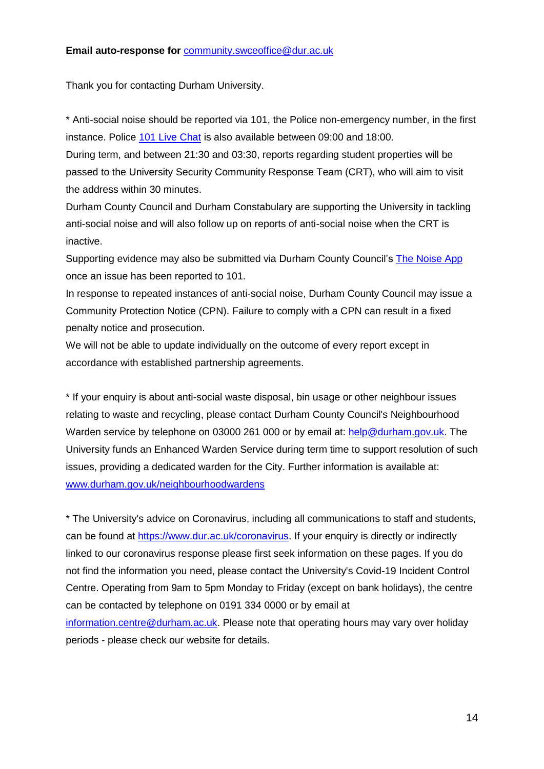**Email auto-response for [community.swceoffice@dur.ac.uk](mailto:community.swceoffice@dur.ac.uk)**

Thank you for contacting Durham University.

* Anti-social noise should be reported via 101, the Police non-emergency number, in the first instance. Police [101 Live Chat]() is also available between 09:00 and 18:00.
During term, and between 21:30 and 03:30, reports regarding student properties will be passed to the University Security Community Response Team (CRT), who will aim to visit the address within 30 minutes.
Durham County Council and Durham Constabulary are supporting the University in tackling anti-social noise and will also follow up on reports of anti-social noise when the CRT is inactive.
Supporting evidence may also be submitted via Durham County Council's [The Noise App]() once an issue has been reported to 101.
In response to repeated instances of anti-social noise, Durham County Council may issue a Community Protection Notice (CPN). Failure to comply with a CPN can result in a fixed penalty notice and prosecution.
We will not be able to update individually on the outcome of every report except in accordance with established partnership agreements.

* If your enquiry is about anti-social waste disposal, bin usage or other neighbour issues relating to waste and recycling, please contact Durham County Council's Neighbourhood Warden service by telephone on 03000 261 000 or by email at: [help@durham.gov.uk](mailto:help@durham.gov.uk). The University funds an Enhanced Warden Service during term time to support resolution of such issues, providing a dedicated warden for the City. Further information is available at: [www.durham.gov.uk/neighbourhoodwardens](http://www.durham.gov.uk/neighbourhoodwardens)

* The University's advice on Coronavirus, including all communications to staff and students, can be found at [https://www.dur.ac.uk/coronavirus](https://www.dur.ac.uk/coronavirus). If your enquiry is directly or indirectly linked to our coronavirus response please first seek information on these pages. If you do not find the information you need, please contact the University's Covid-19 Incident Control Centre. Operating from 9am to 5pm Monday to Friday (except on bank holidays), the centre can be contacted by telephone on 0191 334 0000 or by email at [information.centre@durham.ac.uk](mailto:information.centre@durham.ac.uk). Please note that operating hours may vary over holiday periods - please check our website for details.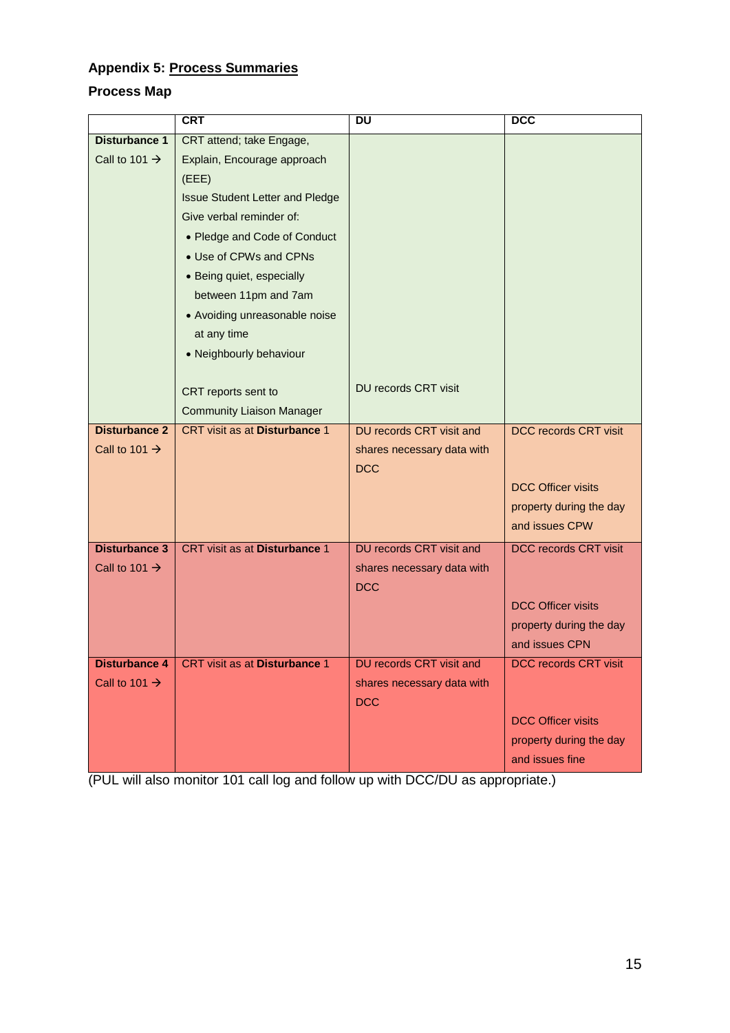## Appendix 5: Process Summaries

### Process Map

| | CRT | DU | DCC |
|---|---|---|---|
| **Disturbance 1** Call to 101 → | CRT attend; take Engage, Explain, Encourage approach (EEE) Issue Student Letter and Pledge Give verbal reminder of: • Pledge and Code of Conduct • Use of CPWs and CPNs • Being quiet, especially between 11pm and 7am • Avoiding unreasonable noise at any time • Neighbourly behaviour CRT reports sent to Community Liaison Manager | DU records CRT visit | |
| **Disturbance 2** Call to 101 → | CRT visit as at **Disturbance** 1 | DU records CRT visit and shares necessary data with DCC | DCC records CRT visit DCC Officer visits property during the day and issues CPW |
| **Disturbance 3** Call to 101 → | CRT visit as at **Disturbance** 1 | DU records CRT visit and shares necessary data with DCC | DCC records CRT visit DCC Officer visits property during the day and issues CPN |
| **Disturbance 4** Call to 101 → | CRT visit as at **Disturbance** 1 | DU records CRT visit and shares necessary data with DCC | DCC records CRT visit DCC Officer visits property during the day and issues fine |

(PUL will also monitor 101 call log and follow up with DCC/DU as appropriate.)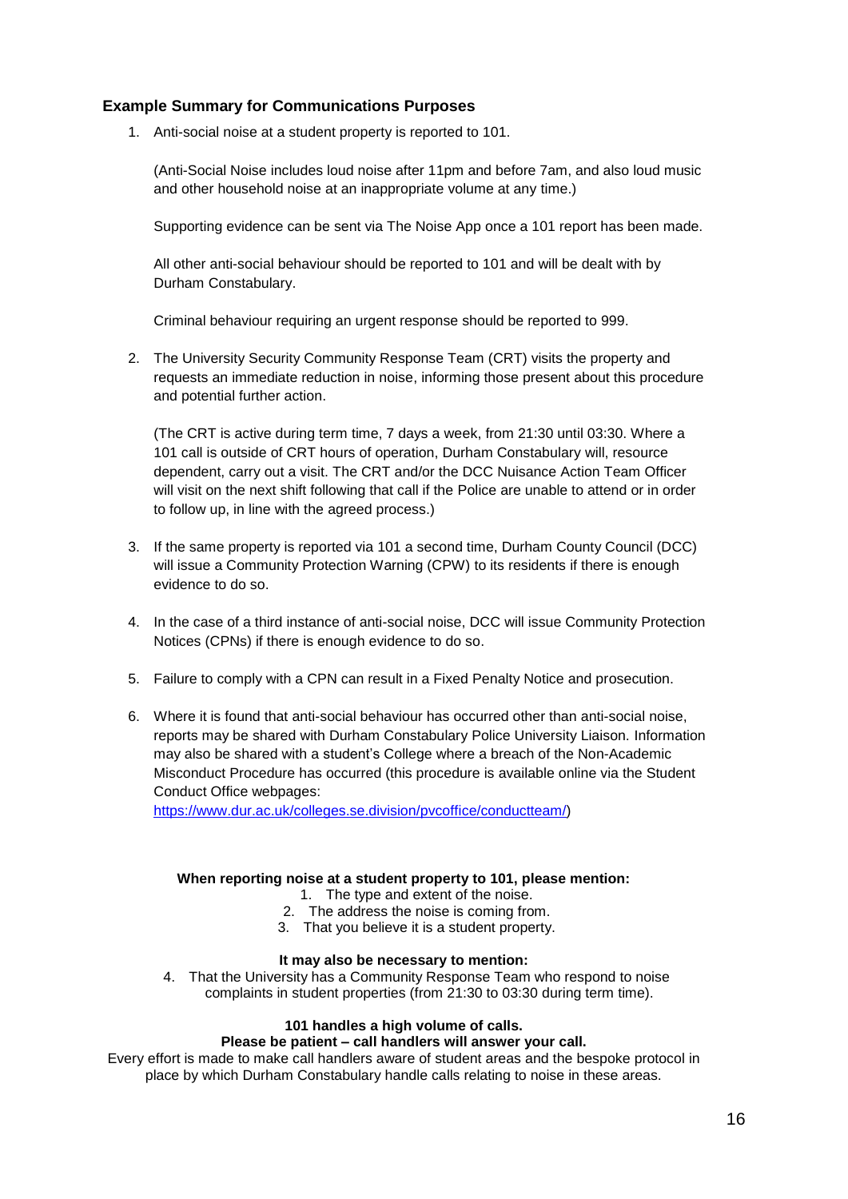### Example Summary for Communications Purposes

1. Anti-social noise at a student property is reported to 101.

   (Anti-Social Noise includes loud noise after 11pm and before 7am, and also loud music and other household noise at an inappropriate volume at any time.)

   Supporting evidence can be sent via The Noise App once a 101 report has been made.

   All other anti-social behaviour should be reported to 101 and will be dealt with by Durham Constabulary.

   Criminal behaviour requiring an urgent response should be reported to 999.

2. The University Security Community Response Team (CRT) visits the property and requests an immediate reduction in noise, informing those present about this procedure and potential further action.

   (The CRT is active during term time, 7 days a week, from 21:30 until 03:30. Where a 101 call is outside of CRT hours of operation, Durham Constabulary will, resource dependent, carry out a visit. The CRT and/or the DCC Nuisance Action Team Officer will visit on the next shift following that call if the Police are unable to attend or in order to follow up, in line with the agreed process.)

3. If the same property is reported via 101 a second time, Durham County Council (DCC) will issue a Community Protection Warning (CPW) to its residents if there is enough evidence to do so.

4. In the case of a third instance of anti-social noise, DCC will issue Community Protection Notices (CPNs) if there is enough evidence to do so.

5. Failure to comply with a CPN can result in a Fixed Penalty Notice and prosecution.

6. Where it is found that anti-social behaviour has occurred other than anti-social noise, reports may be shared with Durham Constabulary Police University Liaison. Information may also be shared with a student's College where a breach of the Non-Academic Misconduct Procedure has occurred (this procedure is available online via the Student Conduct Office webpages: https://www.dur.ac.uk/colleges.se.division/pvcoffice/conductteam/)

**When reporting noise at a student property to 101, please mention:**

1. The type and extent of the noise.
2. The address the noise is coming from.
3. That you believe it is a student property.

**It may also be necessary to mention:**

4. That the University has a Community Response Team who respond to noise complaints in student properties (from 21:30 to 03:30 during term time).

**101 handles a high volume of calls.**
**Please be patient – call handlers will answer your call.**

Every effort is made to make call handlers aware of student areas and the bespoke protocol in place by which Durham Constabulary handle calls relating to noise in these areas.